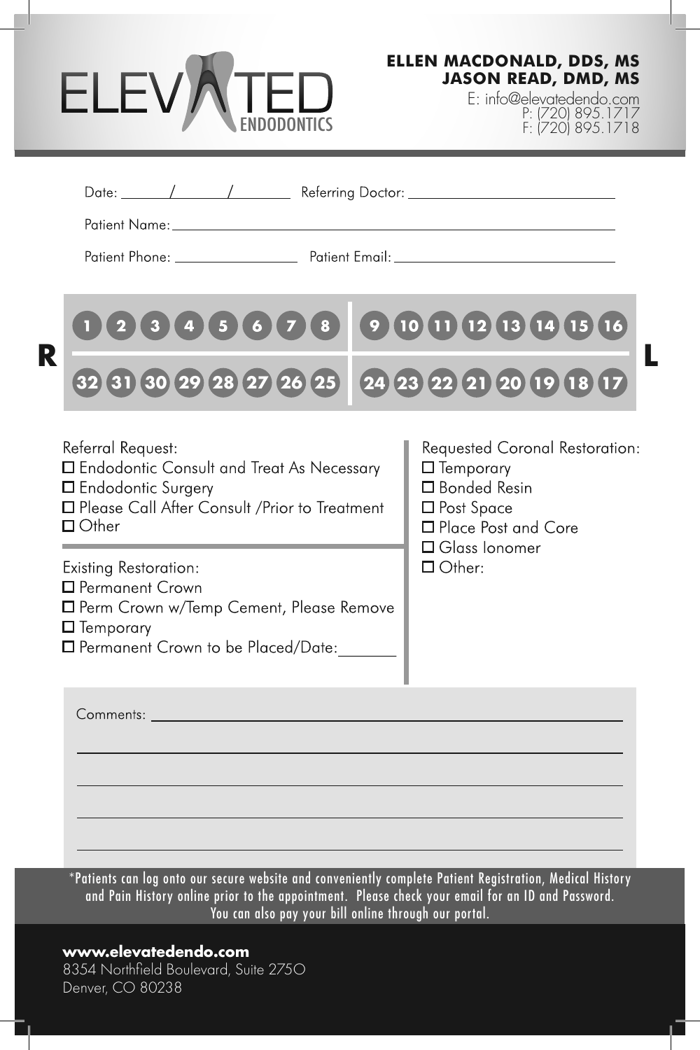# ELEVATED ENDODONTICS

**ELLEN MACDONALD, DDS, MS**
**JASON READ, DMD, MS**

E: info@elevatedendo.com
P: (720) 895.1717
F: (720) 895.1718

Date: ______/______/______ Referring Doctor: ______________________

Patient Name: ______________________________________________

Patient Phone: ________________ Patient Email: ______________________

| R | | | | | | | | | | | | | | | | | L |
|---|---|---|---|---|---|---|---|---|---|---|---|---|---|---|---|---|---|
| | 1 | 2 | 3 | 4 | 5 | 6 | 7 | 8 | 9 | 10 | 11 | 12 | 13 | 14 | 15 | 16 | |
| | 32 | 31 | 30 | 29 | 28 | 27 | 26 | 25 | 24 | 23 | 22 | 21 | 20 | 19 | 18 | 17 | |

Referral Request:
- ☐ Endodontic Consult and Treat As Necessary
- ☐ Endodontic Surgery
- ☐ Please Call After Consult /Prior to Treatment
- ☐ Other

Existing Restoration:
- ☐ Permanent Crown
- ☐ Perm Crown w/Temp Cement, Please Remove
- ☐ Temporary
- ☐ Permanent Crown to be Placed/Date:_______

Requested Coronal Restoration:
- ☐ Temporary
- ☐ Bonded Resin
- ☐ Post Space
- ☐ Place Post and Core
- ☐ Glass Ionomer
- ☐ Other:

Comments: ______________________________________________

*Patients can log onto our secure website and conveniently complete Patient Registration, Medical History and Pain History online prior to the appointment. Please check your email for an ID and Password. You can also pay your bill online through our portal.

**www.elevatedendo.com**
8354 Northfield Boulevard, Suite 2750
Denver, CO 80238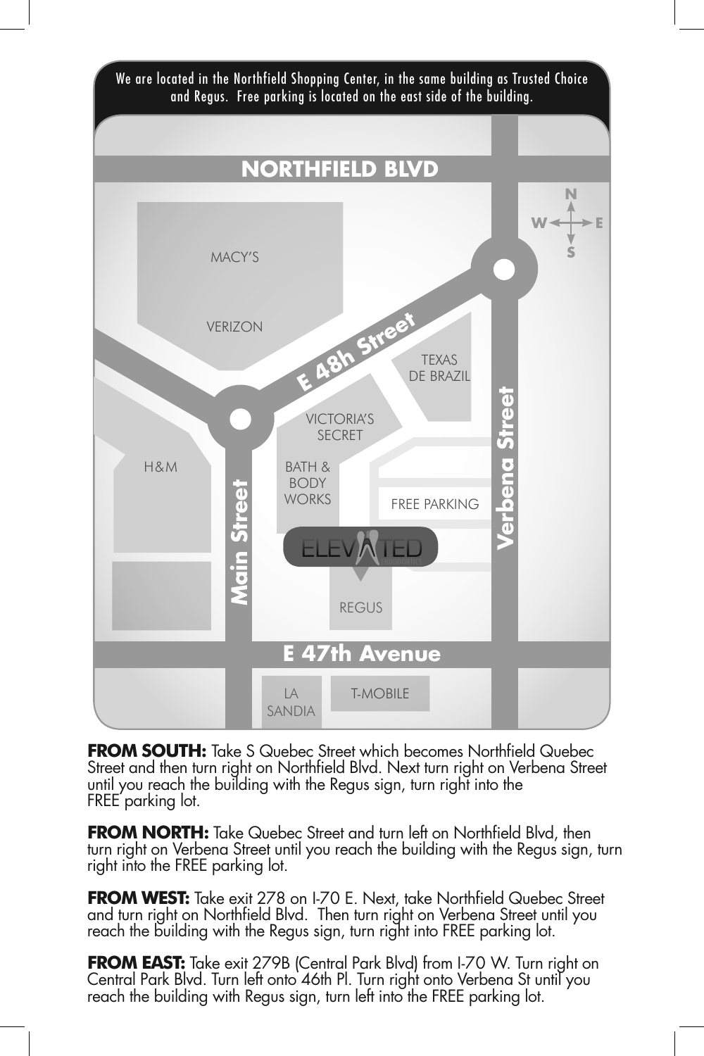We are located in the Northfield Shopping Center, in the same building as Trusted Choice and Regus. Free parking is located on the east side of the building.

NORTHFIELD BLVD

N
W
E
S

MACY'S

VERIZON

E 48h Street

TEXAS DE BRAZIL

VICTORIA'S SECRET

H&M

BATH & BODY WORKS

FREE PARKING

Verbena Street

Main Street

ELEVATED

REGUS

E 47th Avenue

LA SANDIA

T-MOBILE

**FROM SOUTH:** Take S Quebec Street which becomes Northfield Quebec Street and then turn right on Northfield Blvd. Next turn right on Verbena Street until you reach the building with the Regus sign, turn right into the FREE parking lot.

**FROM NORTH:** Take Quebec Street and turn left on Northfield Blvd, then turn right on Verbena Street until you reach the building with the Regus sign, turn right into the FREE parking lot.

**FROM WEST:** Take exit 278 on I-70 E. Next, take Northfield Quebec Street and turn right on Northfield Blvd. Then turn right on Verbena Street until you reach the building with the Regus sign, turn right into FREE parking lot.

**FROM EAST:** Take exit 279B (Central Park Blvd) from I-70 W. Turn right on Central Park Blvd. Turn left onto 46th Pl. Turn right onto Verbena St until you reach the building with Regus sign, turn left into the FREE parking lot.